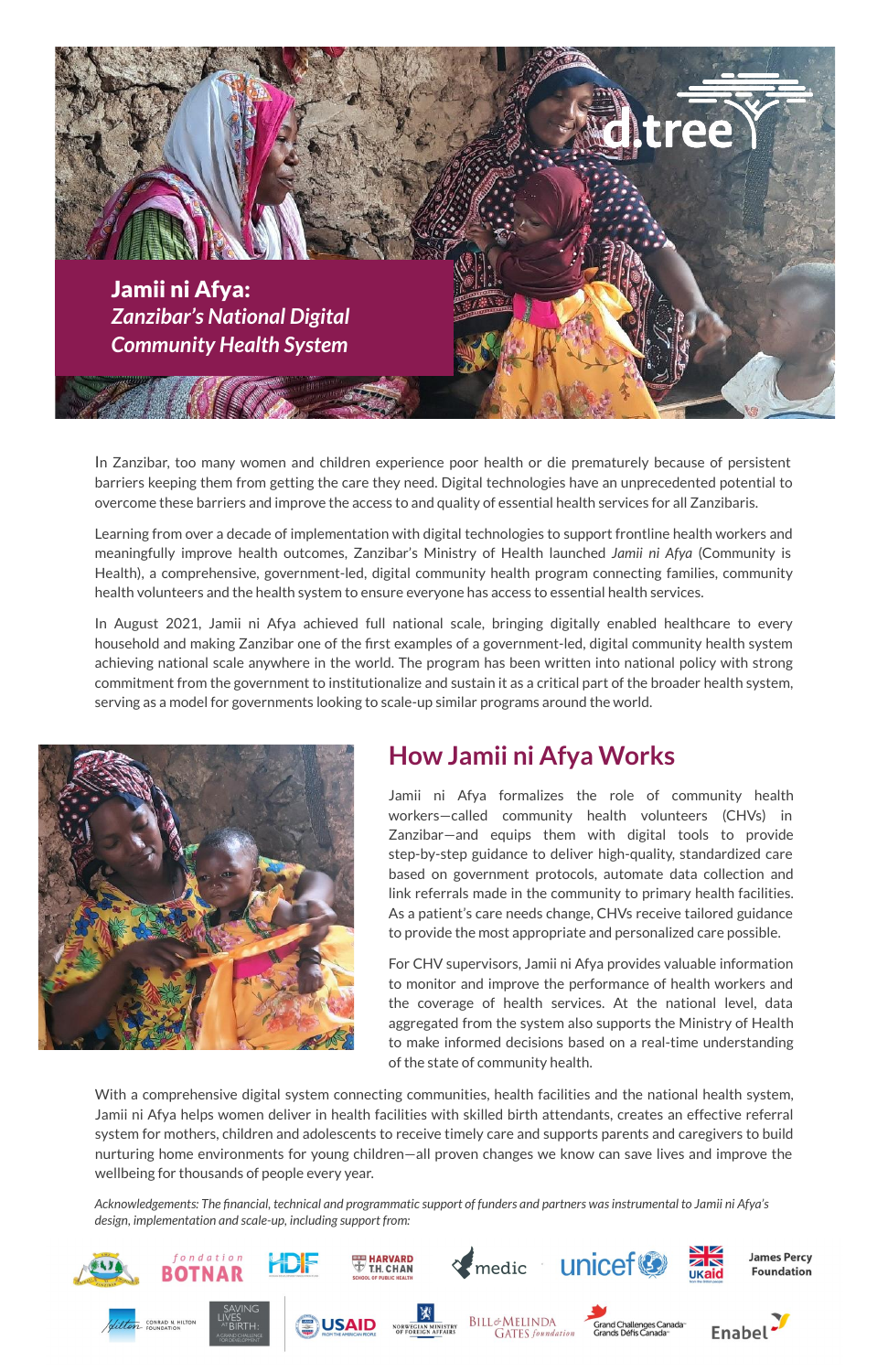# Jamii ni Afya: *Zanzibar's National Digital Community Health System*

In Zanzibar, too many women and children experience poor health or die prematurely because of persistent barriers keeping them from getting the care they need. Digital technologies have an unprecedented potential to overcome these barriers and improve the access to and quality of essential health services for all Zanzibaris.

Learning from over a decade of implementation with digital technologies to support frontline health workers and meaningfully improve health outcomes, Zanzibar's Ministry of Health launched *Jamii ni Afya* (Community is Health), a comprehensive, government-led, digital community health program connecting families, community health volunteers and the health system to ensure everyone has access to essential health services.

In August 2021, Jamii ni Afya achieved full national scale, bringing digitally enabled healthcare to every household and making Zanzibar one of the first examples of a government-led, digital community health system achieving national scale anywhere in the world. The program has been written into national policy with strong commitment from the government to institutionalize and sustain it as a critical part of the broader health system, serving as a model for governments looking to scale-up similar programs around the world.

## How Jamii ni Afya Works

Jamii ni Afya formalizes the role of community health workers—called community health volunteers (CHVs) in Zanzibar—and equips them with digital tools to provide step-by-step guidance to deliver high-quality, standardized care based on government protocols, automate data collection and link referrals made in the community to primary health facilities. As a patient's care needs change, CHVs receive tailored guidance to provide the most appropriate and personalized care possible.

For CHV supervisors, Jamii ni Afya provides valuable information to monitor and improve the performance of health workers and the coverage of health services. At the national level, data aggregated from the system also supports the Ministry of Health to make informed decisions based on a real-time understanding of the state of community health.

With a comprehensive digital system connecting communities, health facilities and the national health system, Jamii ni Afya helps women deliver in health facilities with skilled birth attendants, creates an effective referral system for mothers, children and adolescents to receive timely care and supports parents and caregivers to build nurturing home environments for young children—all proven changes we know can save lives and improve the wellbeing for thousands of people every year.

*Acknowledgements: The financial, technical and programmatic support of funders and partners was instrumental to Jamii ni Afya's design, implementation and scale-up, including support from:*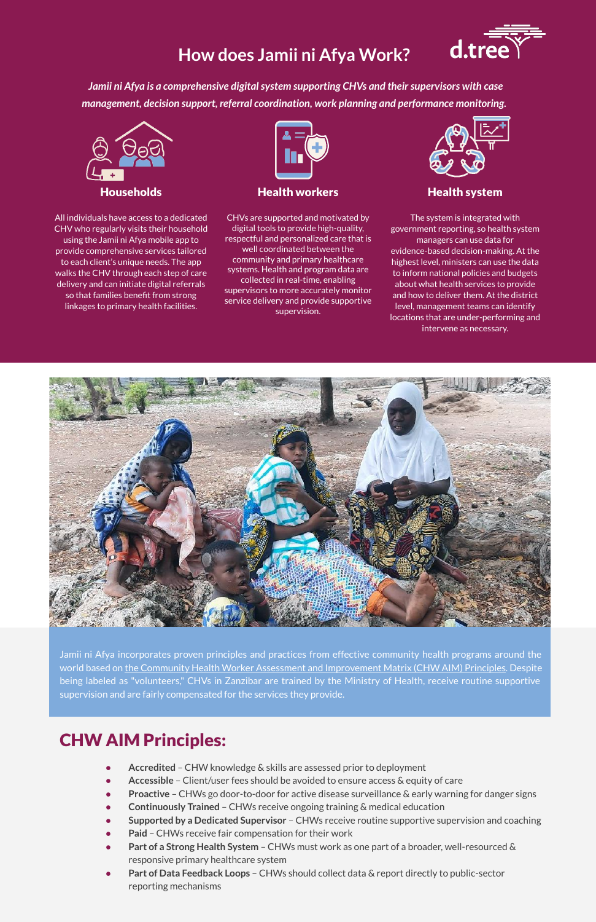# How does Jamii ni Afya Work?

d.tree

*Jamii ni Afya is a comprehensive digital system supporting CHVs and their supervisors with case management, decision support, referral coordination, work planning and performance monitoring.*

### Households

All individuals have access to a dedicated CHV who regularly visits their household using the Jamii ni Afya mobile app to provide comprehensive services tailored to each client's unique needs. The app walks the CHV through each step of care delivery and can initiate digital referrals so that families benefit from strong linkages to primary health facilities.

### Health workers

CHVs are supported and motivated by digital tools to provide high-quality, respectful and personalized care that is well coordinated between the community and primary healthcare systems. Health and program data are collected in real-time, enabling supervisors to more accurately monitor service delivery and provide supportive supervision.

### Health system

The system is integrated with government reporting, so health system managers can use data for evidence-based decision-making. At the highest level, ministers can use the data to inform national policies and budgets about what health services to provide and how to deliver them. At the district level, management teams can identify locations that are under-performing and intervene as necessary.

Jamii ni Afya incorporates proven principles and practices from effective community health programs around the world based on the Community Health Worker Assessment and Improvement Matrix (CHW AIM) Principles. Despite being labeled as "volunteers," CHVs in Zanzibar are trained by the Ministry of Health, receive routine supportive supervision and are fairly compensated for the services they provide.

## CHW AIM Principles:

- **Accredited** – CHW knowledge & skills are assessed prior to deployment
- **Accessible** – Client/user fees should be avoided to ensure access & equity of care
- **Proactive** – CHWs go door-to-door for active disease surveillance & early warning for danger signs
- **Continuously Trained** – CHWs receive ongoing training & medical education
- **Supported by a Dedicated Supervisor** – CHWs receive routine supportive supervision and coaching
- **Paid** – CHWs receive fair compensation for their work
- **Part of a Strong Health System** – CHWs must work as one part of a broader, well-resourced & responsive primary healthcare system
- **Part of Data Feedback Loops** – CHWs should collect data & report directly to public-sector reporting mechanisms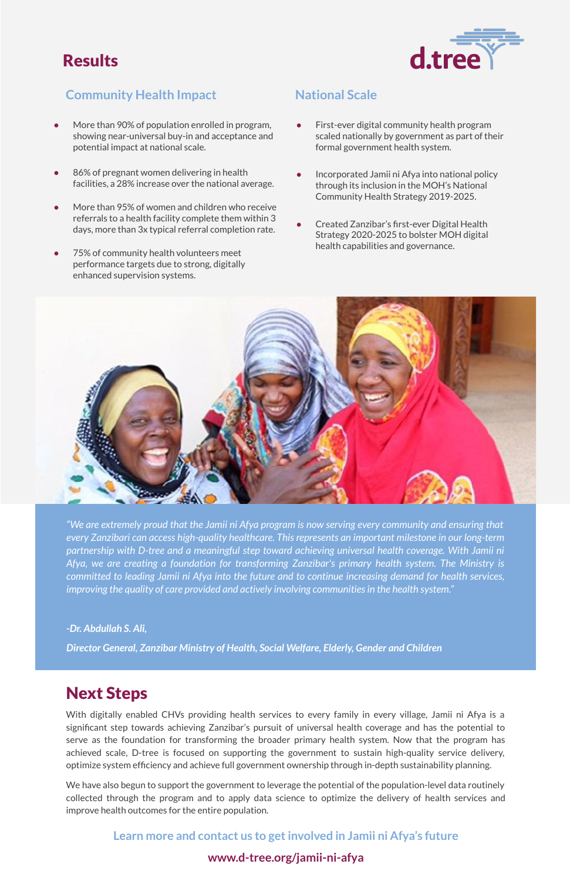## Results

### Community Health Impact

- More than 90% of population enrolled in program, showing near-universal buy-in and acceptance and potential impact at national scale.
- 86% of pregnant women delivering in health facilities, a 28% increase over the national average.
- More than 95% of women and children who receive referrals to a health facility complete them within 3 days, more than 3x typical referral completion rate.
- 75% of community health volunteers meet performance targets due to strong, digitally enhanced supervision systems.

### National Scale

- First-ever digital community health program scaled nationally by government as part of their formal government health system.
- Incorporated Jamii ni Afya into national policy through its inclusion in the MOH's National Community Health Strategy 2019-2025.
- Created Zanzibar's first-ever Digital Health Strategy 2020-2025 to bolster MOH digital health capabilities and governance.

*"We are extremely proud that the Jamii ni Afya program is now serving every community and ensuring that every Zanzibari can access high-quality healthcare. This represents an important milestone in our long-term partnership with D-tree and a meaningful step toward achieving universal health coverage. With Jamii ni Afya, we are creating a foundation for transforming Zanzibar's primary health system. The Ministry is committed to leading Jamii ni Afya into the future and to continue increasing demand for health services, improving the quality of care provided and actively involving communities in the health system."*

***-Dr. Abdullah S. Ali,***

***Director General, Zanzibar Ministry of Health, Social Welfare, Elderly, Gender and Children***

## Next Steps

With digitally enabled CHVs providing health services to every family in every village, Jamii ni Afya is a significant step towards achieving Zanzibar's pursuit of universal health coverage and has the potential to serve as the foundation for transforming the broader primary health system. Now that the program has achieved scale, D-tree is focused on supporting the government to sustain high-quality service delivery, optimize system efficiency and achieve full government ownership through in-depth sustainability planning.

We have also begun to support the government to leverage the potential of the population-level data routinely collected through the program and to apply data science to optimize the delivery of health services and improve health outcomes for the entire population.

**Learn more and contact us to get involved in Jamii ni Afya's future**

**www.d-tree.org/jamii-ni-afya**